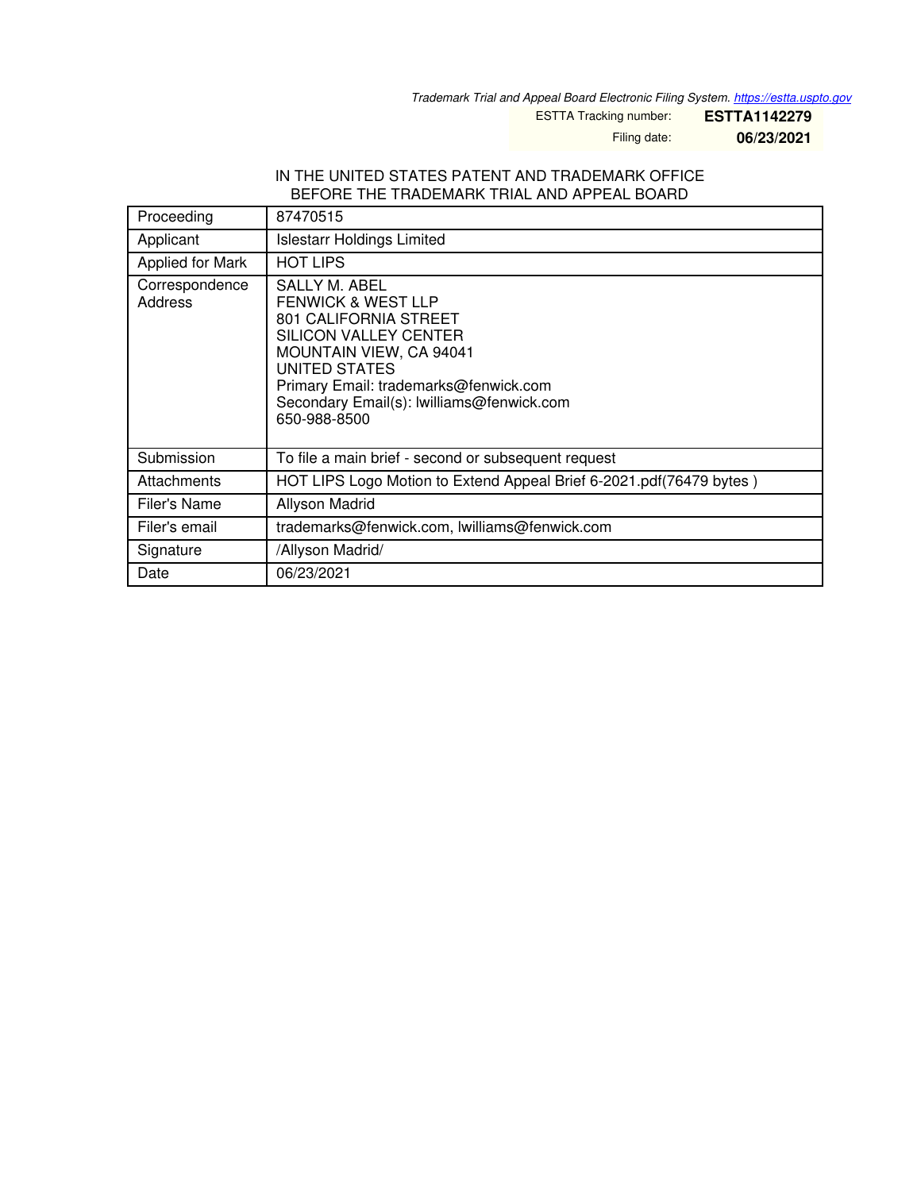*Trademark Trial and Appeal Board Electronic Filing System. https://estta.uspto.gov*

ESTTA Tracking number: **ESTTA1142279**

Filing date: **06/23/2021**

IN THE UNITED STATES PATENT AND TRADEMARK OFFICE
BEFORE THE TRADEMARK TRIAL AND APPEAL BOARD

| Proceeding | 87470515 |
|---|---|
| Applicant | Islestarr Holdings Limited |
| Applied for Mark | HOT LIPS |
| Correspondence Address | SALLY M. ABEL<br>FENWICK & WEST LLP<br>801 CALIFORNIA STREET<br>SILICON VALLEY CENTER<br>MOUNTAIN VIEW, CA 94041<br>UNITED STATES<br>Primary Email: trademarks@fenwick.com<br>Secondary Email(s): lwilliams@fenwick.com<br>650-988-8500 |
| Submission | To file a main brief - second or subsequent request |
| Attachments | HOT LIPS Logo Motion to Extend Appeal Brief 6-2021.pdf(76479 bytes ) |
| Filer's Name | Allyson Madrid |
| Filer's email | trademarks@fenwick.com, lwilliams@fenwick.com |
| Signature | /Allyson Madrid/ |
| Date | 06/23/2021 |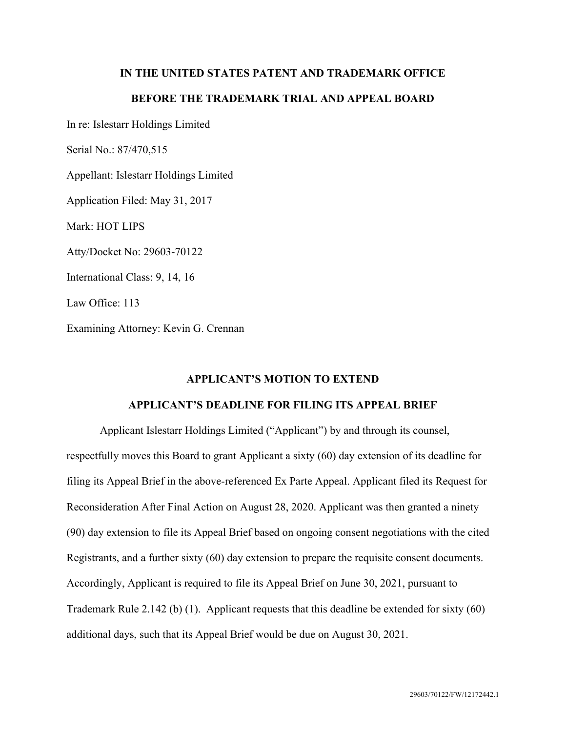**IN THE UNITED STATES PATENT AND TRADEMARK OFFICE**

**BEFORE THE TRADEMARK TRIAL AND APPEAL BOARD**

In re: Islestarr Holdings Limited

Serial No.: 87/470,515

Appellant: Islestarr Holdings Limited

Application Filed: May 31, 2017

Mark: HOT LIPS

Atty/Docket No: 29603-70122

International Class: 9, 14, 16

Law Office: 113

Examining Attorney: Kevin G. Crennan

**APPLICANT'S MOTION TO EXTEND**

**APPLICANT'S DEADLINE FOR FILING ITS APPEAL BRIEF**

Applicant Islestarr Holdings Limited ("Applicant") by and through its counsel, respectfully moves this Board to grant Applicant a sixty (60) day extension of its deadline for filing its Appeal Brief in the above-referenced Ex Parte Appeal. Applicant filed its Request for Reconsideration After Final Action on August 28, 2020. Applicant was then granted a ninety (90) day extension to file its Appeal Brief based on ongoing consent negotiations with the cited Registrants, and a further sixty (60) day extension to prepare the requisite consent documents. Accordingly, Applicant is required to file its Appeal Brief on June 30, 2021, pursuant to Trademark Rule 2.142 (b) (1). Applicant requests that this deadline be extended for sixty (60) additional days, such that its Appeal Brief would be due on August 30, 2021.

29603/70122/FW/12172442.1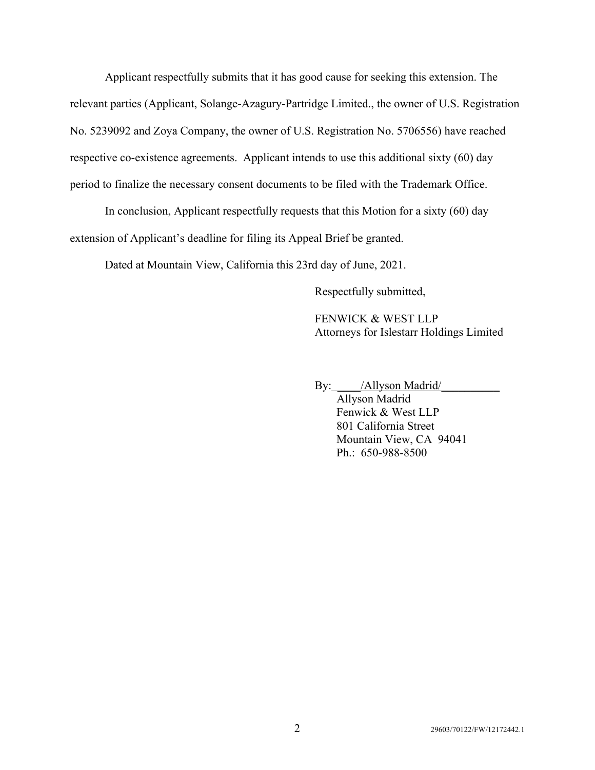Applicant respectfully submits that it has good cause for seeking this extension. The relevant parties (Applicant, Solange-Azagury-Partridge Limited., the owner of U.S. Registration No. 5239092 and Zoya Company, the owner of U.S. Registration No. 5706556) have reached respective co-existence agreements. Applicant intends to use this additional sixty (60) day period to finalize the necessary consent documents to be filed with the Trademark Office.

In conclusion, Applicant respectfully requests that this Motion for a sixty (60) day extension of Applicant's deadline for filing its Appeal Brief be granted.

Dated at Mountain View, California this 23rd day of June, 2021.

Respectfully submitted,

FENWICK & WEST LLP
Attorneys for Islestarr Holdings Limited

By: /Allyson Madrid/
Allyson Madrid
Fenwick & West LLP
801 California Street
Mountain View, CA 94041
Ph.: 650-988-8500

29603/70122/FW/12172442.1